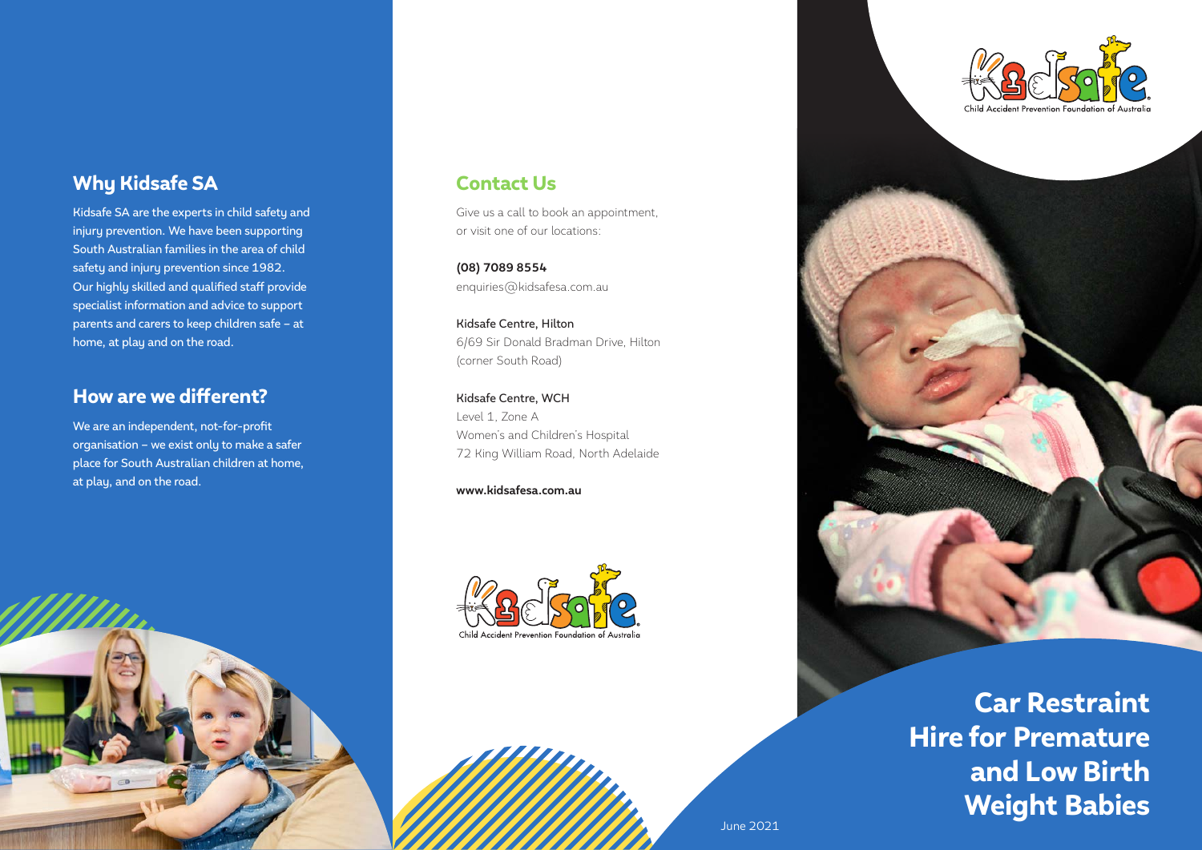## Why Kidsafe SA

Kidsafe SA are the experts in child safety and injury prevention. We have been supporting South Australian families in the area of child safety and injury prevention since 1982. Our highly skilled and qualified staff provide specialist information and advice to support parents and carers to keep children safe – at home, at play and on the road.

## How are we different?

We are an independent, not-for-profit organisation – we exist only to make a safer place for South Australian children at home, at play, and on the road.

## Contact Us

Give us a call to book an appointment, or visit one of our locations:

**(08) 7089 8554**
enquiries@kidsafesa.com.au

Kidsafe Centre, Hilton
6/69 Sir Donald Bradman Drive, Hilton
(corner South Road)

Kidsafe Centre, WCH
Level 1, Zone A
Women's and Children's Hospital
72 King William Road, North Adelaide

**www.kidsafesa.com.au**

Kidsafe
Child Accident Prevention Foundation of Australia

# Car Restraint Hire for Premature and Low Birth Weight Babies

June 2021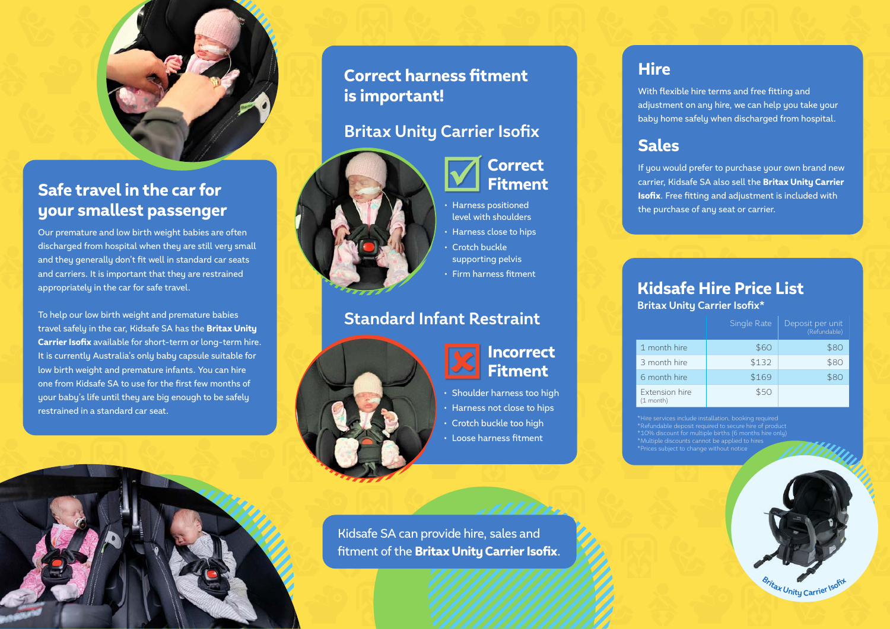## Safe travel in the car for your smallest passenger

Our premature and low birth weight babies are often discharged from hospital when they are still very small and they generally don't fit well in standard car seats and carriers. It is important that they are restrained appropriately in the car for safe travel.

To help our low birth weight and premature babies travel safely in the car, Kidsafe SA has the **Britax Unity Carrier Isofix** available for short-term or long-term hire. It is currently Australia's only baby capsule suitable for low birth weight and premature infants. You can hire one from Kidsafe SA to use for the first few months of your baby's life until they are big enough to be safely restrained in a standard car seat.

## Correct harness fitment is important!

### Britax Unity Carrier Isofix

**Correct Fitment**

- Harness positioned level with shoulders
- Harness close to hips
- Crotch buckle supporting pelvis
- Firm harness fitment

### Standard Infant Restraint

**Incorrect Fitment**

- Shoulder harness too high
- Harness not close to hips
- Crotch buckle too high
- Loose harness fitment

Kidsafe SA can provide hire, sales and fitment of the **Britax Unity Carrier Isofix**.

## Hire

With flexible hire terms and free fitting and adjustment on any hire, we can help you take your baby home safely when discharged from hospital.

## Sales

If you would prefer to purchase your own brand new carrier, Kidsafe SA also sell the **Britax Unity Carrier Isofix**. Free fitting and adjustment is included with the purchase of any seat or carrier.

## Kidsafe Hire Price List

**Britax Unity Carrier Isofix***

| | Single Rate | Deposit per unit (Refundable) |
|---|---|---|
| 1 month hire | $60 | $80 |
| 3 month hire | $132 | $80 |
| 6 month hire | $169 | $80 |
| Extension hire (1 month) | $50 | |

*Hire services include installation, booking required
*Refundable deposit required to secure hire of product
*10% discount for multiple births (6 months hire only)
*Multiple discounts cannot be applied to hires
*Prices subject to change without notice

Britax Unity Carrier Isofix